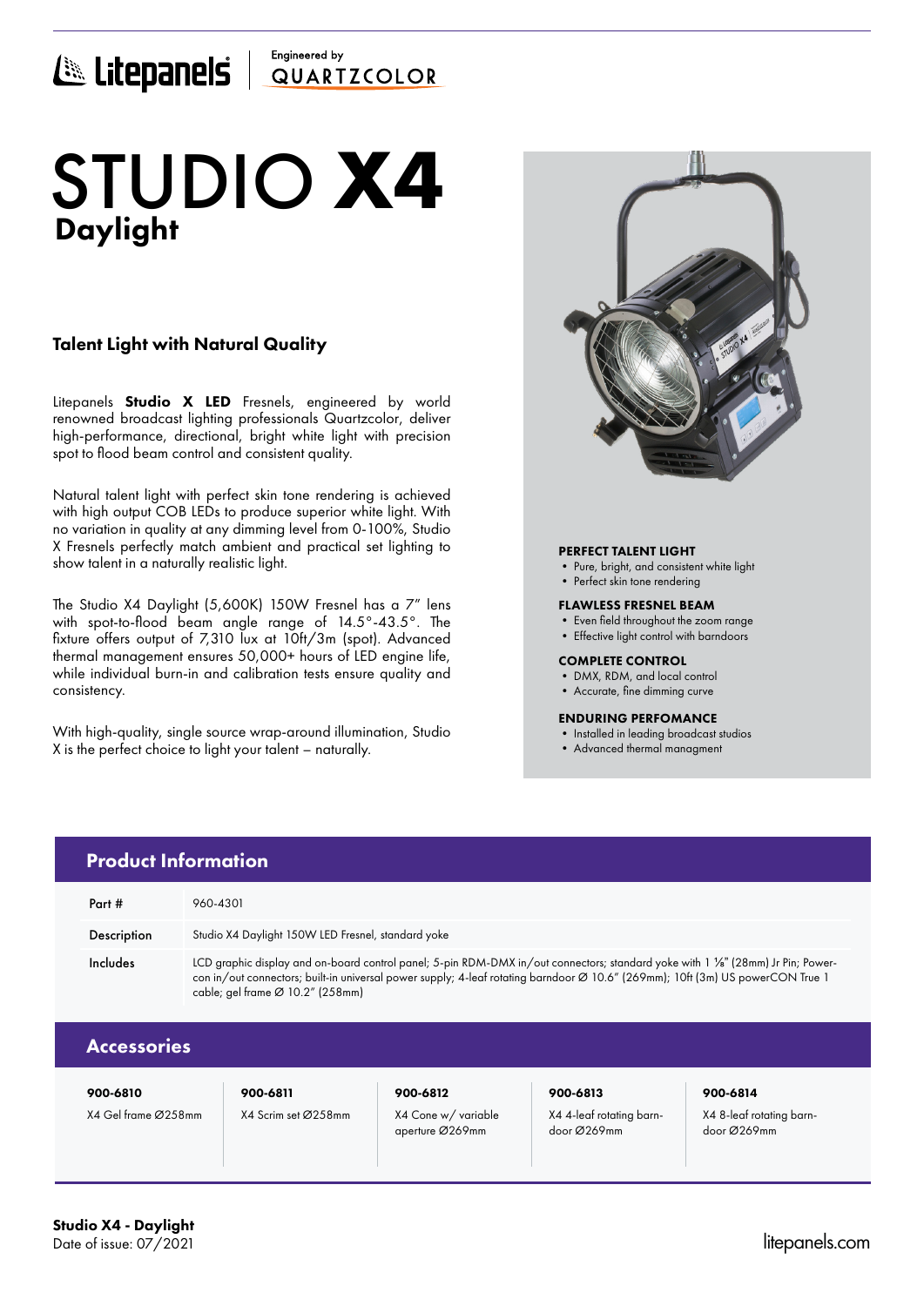Litepanels | Engineered by QUARTZCOLOR

# STUDIO X4

## Daylight

### Talent Light with Natural Quality

Litepanels **Studio X LED** Fresnels, engineered by world renowned broadcast lighting professionals Quartzcolor, deliver high-performance, directional, bright white light with precision spot to flood beam control and consistent quality.

Natural talent light with perfect skin tone rendering is achieved with high output COB LEDs to produce superior white light. With no variation in quality at any dimming level from 0-100%, Studio X Fresnels perfectly match ambient and practical set lighting to show talent in a naturally realistic light.

The Studio X4 Daylight (5,600K) 150W Fresnel has a 7" lens with spot-to-flood beam angle range of 14.5°-43.5°. The fixture offers output of 7,310 lux at 10ft/3m (spot). Advanced thermal management ensures 50,000+ hours of LED engine life, while individual burn-in and calibration tests ensure quality and consistency.

With high-quality, single source wrap-around illumination, Studio X is the perfect choice to light your talent – naturally.

**PERFECT TALENT LIGHT**
- Pure, bright, and consistent white light
- Perfect skin tone rendering

**FLAWLESS FRESNEL BEAM**
- Even field throughout the zoom range
- Effective light control with barndoors

**COMPLETE CONTROL**
- DMX, RDM, and local control
- Accurate, fine dimming curve

**ENDURING PERFOMANCE**
- Installed in leading broadcast studios
- Advanced thermal managment

## Product Information

| | |
|---|---|
| Part # | 960-4301 |
| Description | Studio X4 Daylight 150W LED Fresnel, standard yoke |
| Includes | LCD graphic display and on-board control panel; 5-pin RDM-DMX in/out connectors; standard yoke with 1 ⅛" (28mm) Jr Pin; Powercon in/out connectors; built-in universal power supply; 4-leaf rotating barndoor Ø 10.6" (269mm); 10ft (3m) US powerCON True 1 cable; gel frame Ø 10.2" (258mm) |

## Accessories

| 900-6810 | 900-6811 | 900-6812 | 900-6813 | 900-6814 |
|---|---|---|---|---|
| X4 Gel frame Ø258mm | X4 Scrim set Ø258mm | X4 Cone w/ variable aperture Ø269mm | X4 4-leaf rotating barndoor Ø269mm | X4 8-leaf rotating barndoor Ø269mm |

**Studio X4 - Daylight**
Date of issue: 07/2021

litepanels.com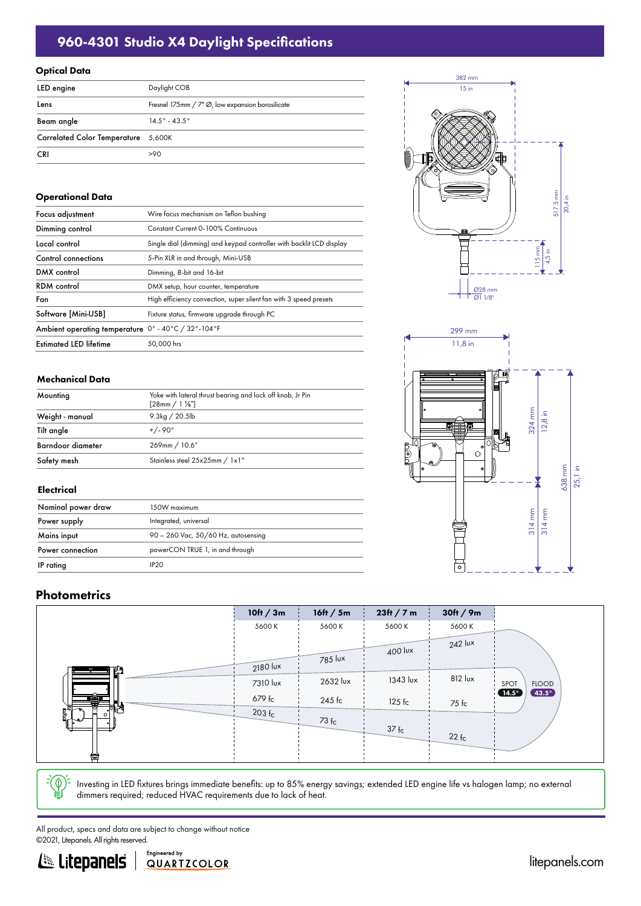# 960-4301 Studio X4 Daylight Specifications

## Optical Data

| | |
|---|---|
| LED engine | Daylight COB |
| Lens | Fresnel 175mm / 7" Ø, low expansion borosilicate |
| Beam angle | 14.5° - 43.5° |
| Correlated Color Temperature | 5,600K |
| CRI | >90 |

## Operational Data

| | |
|---|---|
| Focus adjustment | Wire focus mechanism on Teflon bushing |
| Dimming control | Constant Current 0-100% Continuous |
| Local control | Single dial (dimming) and keypad controller with backlit LCD display |
| Control connections | 5-Pin XLR in and through, Mini-USB |
| DMX control | Dimming, 8-bit and 16-bit |
| RDM control | DMX setup, hour counter, temperature |
| Fan | High efficiency convection, super silent fan with 3 speed presets |
| Software [Mini-USB] | Fixture status, firmware upgrade through PC |
| Ambient operating temperature | 0° - 40°C / 32°-104°F |
| Estimated LED lifetime | 50,000 hrs |

## Mechanical Data

| | |
|---|---|
| Mounting | Yoke with lateral thrust bearing and lock off knob, Jr Pin [28mm / 1 ⅛"] |
| Weight - manual | 9.3kg / 20.5lb |
| Tilt angle | +/- 90° |
| Barndoor diameter | 269mm / 10.6" |
| Safety mesh | Stainless steel 25x25mm / 1x1" |

## Electrical

| | |
|---|---|
| Nominal power draw | 150W maximum |
| Power supply | Integrated, universal |
| Mains input | 90 – 260 Vac, 50/60 Hz, autosensing |
| Power connection | powerCON TRUE 1, in and through |
| IP rating | IP20 |

382 mm
15 in
517.5 mm
20,4 in
115 mm
4,5 in
Ø28 mm
Ø1 1/8"

299 mm
11,8 in
324 mm
12,8 in
638 mm
25,1 in
314 mm
314 mm

## Photometrics

10ft / 3m
5600 K
2180 lux
7310 lux
679 fc
203 fc

16ft / 5m
5600 K
785 lux
2632 lux
245 fc
73 fc

23ft / 7 m
5600 K
400 lux
1343 lux
125 fc
37 fc

30ft / 9m
5600 K
242 lux
812 lux
75 fc
22 fc

SPOT 14.5°
FLOOD 43.5°

Investing in LED fixtures brings immediate benefits: up to 85% energy savings; extended LED engine life vs halogen lamp; no external dimmers required; reduced HVAC requirements due to lack of heat.

All product, specs and data are subject to change without notice
©2021, Litepanels. All rights reserved.

Litepanels | Engineered by QUARTZCOLOR

litepanels.com